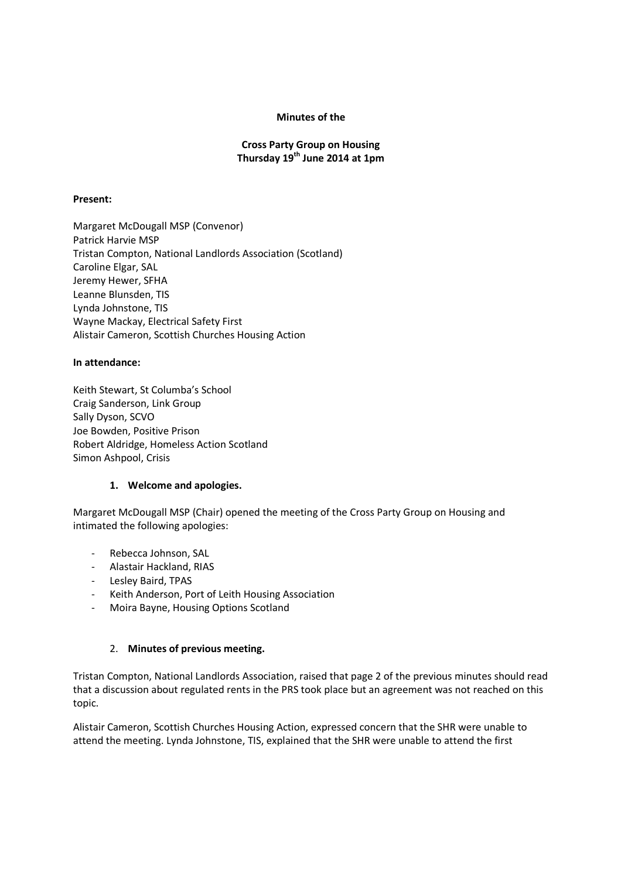**Minutes of the**

**Cross Party Group on Housing**
**Thursday 19th June 2014 at 1pm**

**Present:**

Margaret McDougall MSP (Convenor)
Patrick Harvie MSP
Tristan Compton, National Landlords Association (Scotland)
Caroline Elgar, SAL
Jeremy Hewer, SFHA
Leanne Blunsden, TIS
Lynda Johnstone, TIS
Wayne Mackay, Electrical Safety First
Alistair Cameron, Scottish Churches Housing Action

**In attendance:**

Keith Stewart, St Columba's School
Craig Sanderson, Link Group
Sally Dyson, SCVO
Joe Bowden, Positive Prison
Robert Aldridge, Homeless Action Scotland
Simon Ashpool, Crisis

1. **Welcome and apologies.**

Margaret McDougall MSP (Chair) opened the meeting of the Cross Party Group on Housing and intimated the following apologies:

- Rebecca Johnson, SAL
- Alastair Hackland, RIAS
- Lesley Baird, TPAS
- Keith Anderson, Port of Leith Housing Association
- Moira Bayne, Housing Options Scotland

2. **Minutes of previous meeting.**

Tristan Compton, National Landlords Association, raised that page 2 of the previous minutes should read that a discussion about regulated rents in the PRS took place but an agreement was not reached on this topic.

Alistair Cameron, Scottish Churches Housing Action, expressed concern that the SHR were unable to attend the meeting. Lynda Johnstone, TIS, explained that the SHR were unable to attend the first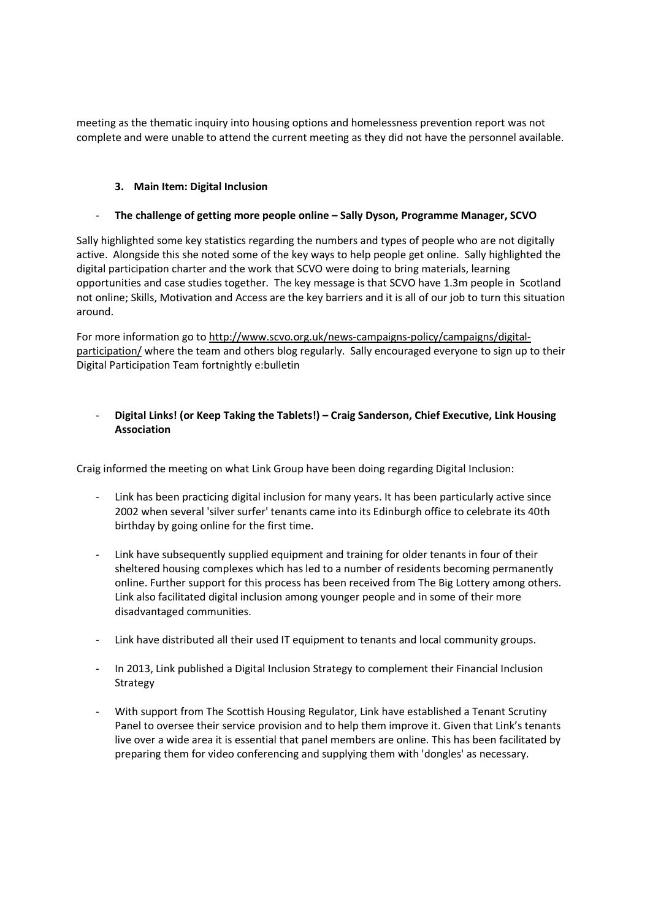meeting as the thematic inquiry into housing options and homelessness prevention report was not complete and were unable to attend the current meeting as they did not have the personnel available.

### 3. Main Item: Digital Inclusion

- **The challenge of getting more people online – Sally Dyson, Programme Manager, SCVO**

Sally highlighted some key statistics regarding the numbers and types of people who are not digitally active. Alongside this she noted some of the key ways to help people get online. Sally highlighted the digital participation charter and the work that SCVO were doing to bring materials, learning opportunities and case studies together. The key message is that SCVO have 1.3m people in Scotland not online; Skills, Motivation and Access are the key barriers and it is all of our job to turn this situation around.

For more information go to http://www.scvo.org.uk/news-campaigns-policy/campaigns/digital-participation/ where the team and others blog regularly. Sally encouraged everyone to sign up to their Digital Participation Team fortnightly e:bulletin

- **Digital Links! (or Keep Taking the Tablets!) – Craig Sanderson, Chief Executive, Link Housing Association**

Craig informed the meeting on what Link Group have been doing regarding Digital Inclusion:

- Link has been practicing digital inclusion for many years. It has been particularly active since 2002 when several 'silver surfer' tenants came into its Edinburgh office to celebrate its 40th birthday by going online for the first time.

- Link have subsequently supplied equipment and training for older tenants in four of their sheltered housing complexes which has led to a number of residents becoming permanently online. Further support for this process has been received from The Big Lottery among others. Link also facilitated digital inclusion among younger people and in some of their more disadvantaged communities.

- Link have distributed all their used IT equipment to tenants and local community groups.

- In 2013, Link published a Digital Inclusion Strategy to complement their Financial Inclusion Strategy

- With support from The Scottish Housing Regulator, Link have established a Tenant Scrutiny Panel to oversee their service provision and to help them improve it. Given that Link's tenants live over a wide area it is essential that panel members are online. This has been facilitated by preparing them for video conferencing and supplying them with 'dongles' as necessary.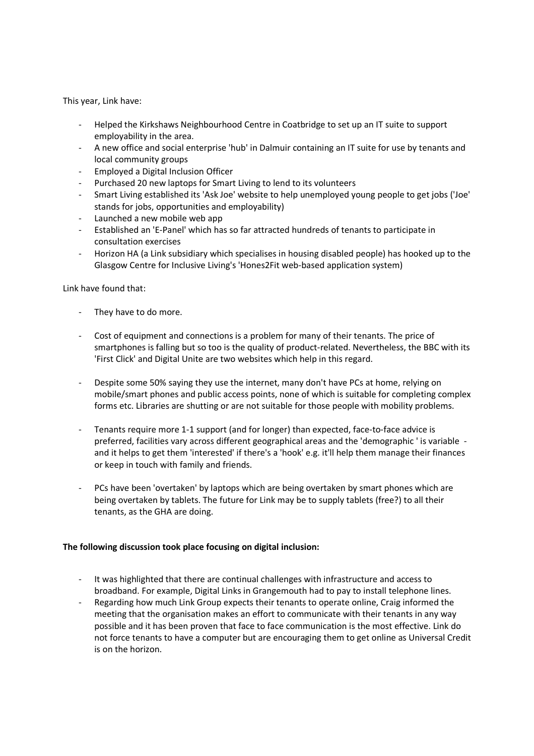This year, Link have:

- Helped the Kirkshaws Neighbourhood Centre in Coatbridge to set up an IT suite to support employability in the area.
- A new office and social enterprise 'hub' in Dalmuir containing an IT suite for use by tenants and local community groups
- Employed a Digital Inclusion Officer
- Purchased 20 new laptops for Smart Living to lend to its volunteers
- Smart Living established its 'Ask Joe' website to help unemployed young people to get jobs ('Joe' stands for jobs, opportunities and employability)
- Launched a new mobile web app
- Established an 'E-Panel' which has so far attracted hundreds of tenants to participate in consultation exercises
- Horizon HA (a Link subsidiary which specialises in housing disabled people) has hooked up to the Glasgow Centre for Inclusive Living's 'Hones2Fit web-based application system)

Link have found that:

- They have to do more.

- Cost of equipment and connections is a problem for many of their tenants. The price of smartphones is falling but so too is the quality of product-related. Nevertheless, the BBC with its 'First Click' and Digital Unite are two websites which help in this regard.

- Despite some 50% saying they use the internet, many don't have PCs at home, relying on mobile/smart phones and public access points, none of which is suitable for completing complex forms etc. Libraries are shutting or are not suitable for those people with mobility problems.

- Tenants require more 1-1 support (and for longer) than expected, face-to-face advice is preferred, facilities vary across different geographical areas and the 'demographic ' is variable - and it helps to get them 'interested' if there's a 'hook' e.g. it'll help them manage their finances or keep in touch with family and friends.

- PCs have been 'overtaken' by laptops which are being overtaken by smart phones which are being overtaken by tablets. The future for Link may be to supply tablets (free?) to all their tenants, as the GHA are doing.

**The following discussion took place focusing on digital inclusion:**

- It was highlighted that there are continual challenges with infrastructure and access to broadband. For example, Digital Links in Grangemouth had to pay to install telephone lines.
- Regarding how much Link Group expects their tenants to operate online, Craig informed the meeting that the organisation makes an effort to communicate with their tenants in any way possible and it has been proven that face to face communication is the most effective. Link do not force tenants to have a computer but are encouraging them to get online as Universal Credit is on the horizon.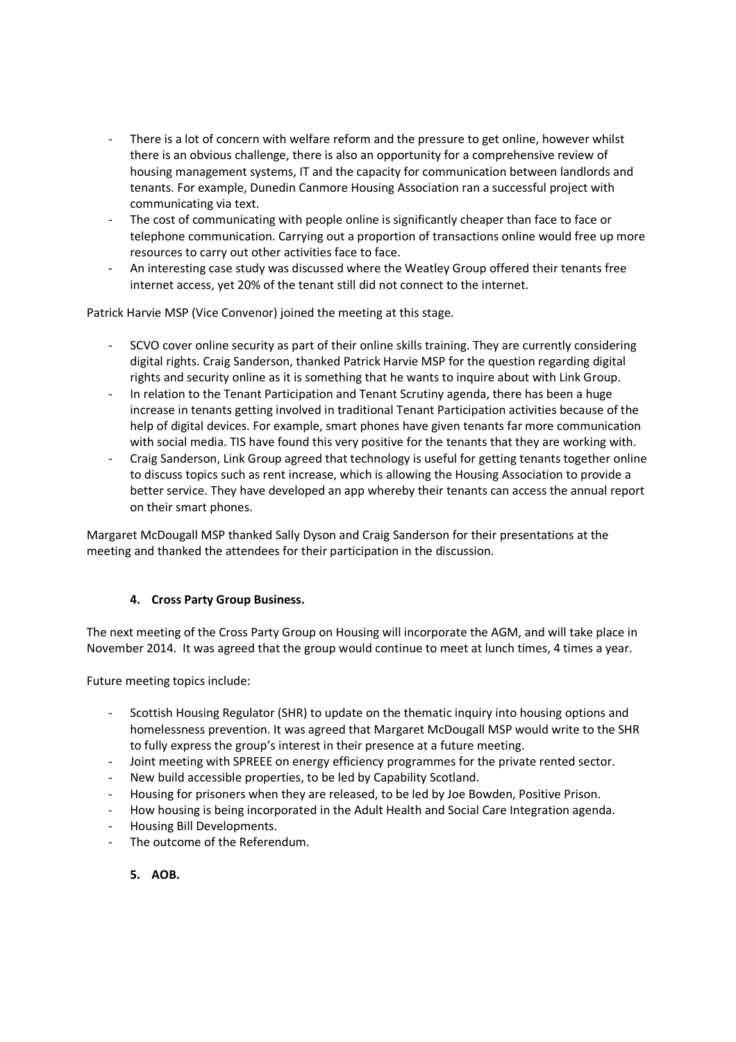- There is a lot of concern with welfare reform and the pressure to get online, however whilst there is an obvious challenge, there is also an opportunity for a comprehensive review of housing management systems, IT and the capacity for communication between landlords and tenants. For example, Dunedin Canmore Housing Association ran a successful project with communicating via text.
- The cost of communicating with people online is significantly cheaper than face to face or telephone communication. Carrying out a proportion of transactions online would free up more resources to carry out other activities face to face.
- An interesting case study was discussed where the Weatley Group offered their tenants free internet access, yet 20% of the tenant still did not connect to the internet.

Patrick Harvie MSP (Vice Convenor) joined the meeting at this stage.

- SCVO cover online security as part of their online skills training. They are currently considering digital rights. Craig Sanderson, thanked Patrick Harvie MSP for the question regarding digital rights and security online as it is something that he wants to inquire about with Link Group.
- In relation to the Tenant Participation and Tenant Scrutiny agenda, there has been a huge increase in tenants getting involved in traditional Tenant Participation activities because of the help of digital devices. For example, smart phones have given tenants far more communication with social media. TIS have found this very positive for the tenants that they are working with.
- Craig Sanderson, Link Group agreed that technology is useful for getting tenants together online to discuss topics such as rent increase, which is allowing the Housing Association to provide a better service. They have developed an app whereby their tenants can access the annual report on their smart phones.

Margaret McDougall MSP thanked Sally Dyson and Craig Sanderson for their presentations at the meeting and thanked the attendees for their participation in the discussion.

**4. Cross Party Group Business.**

The next meeting of the Cross Party Group on Housing will incorporate the AGM, and will take place in November 2014. It was agreed that the group would continue to meet at lunch times, 4 times a year.

Future meeting topics include:

- Scottish Housing Regulator (SHR) to update on the thematic inquiry into housing options and homelessness prevention. It was agreed that Margaret McDougall MSP would write to the SHR to fully express the group's interest in their presence at a future meeting.
- Joint meeting with SPREEE on energy efficiency programmes for the private rented sector.
- New build accessible properties, to be led by Capability Scotland.
- Housing for prisoners when they are released, to be led by Joe Bowden, Positive Prison.
- How housing is being incorporated in the Adult Health and Social Care Integration agenda.
- Housing Bill Developments.
- The outcome of the Referendum.

**5. AOB.**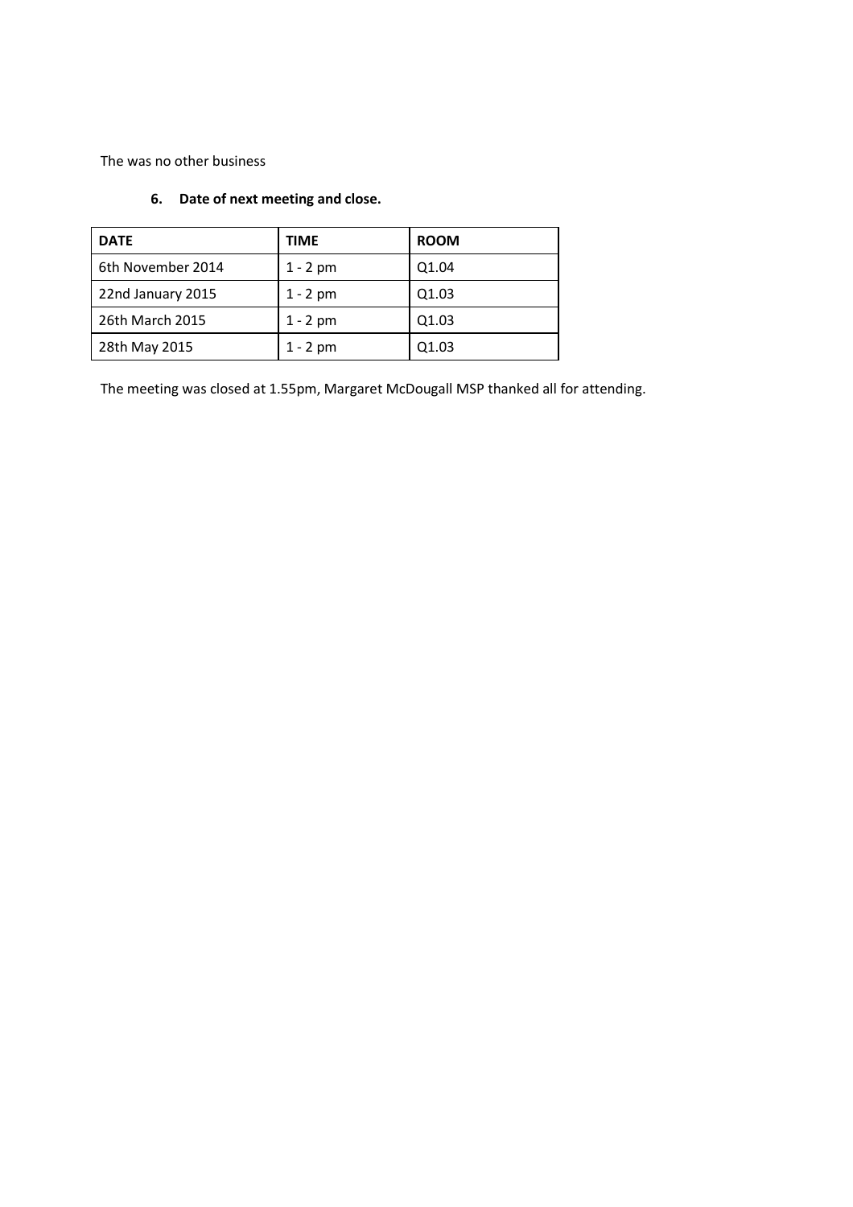The was no other business

### 6. Date of next meeting and close.

| DATE | TIME | ROOM |
|---|---|---|
| 6th November 2014 | 1 - 2 pm | Q1.04 |
| 22nd January 2015 | 1 - 2 pm | Q1.03 |
| 26th March 2015 | 1 - 2 pm | Q1.03 |
| 28th May 2015 | 1 - 2 pm | Q1.03 |

The meeting was closed at 1.55pm, Margaret McDougall MSP thanked all for attending.